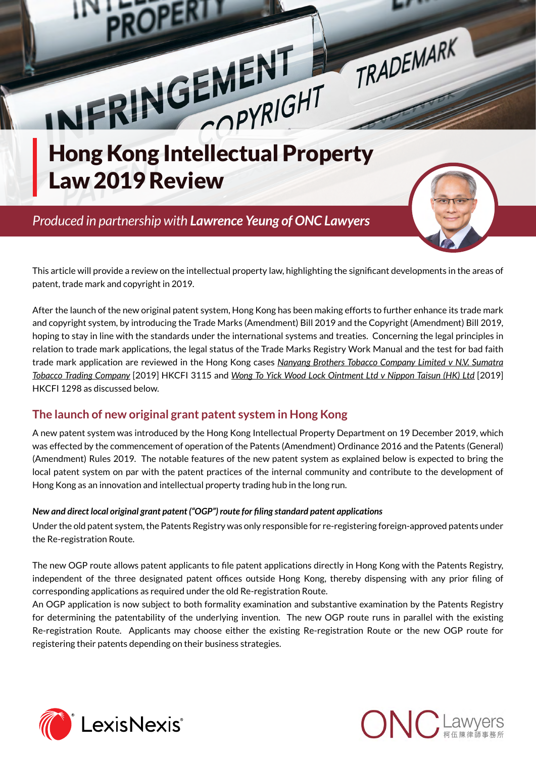# Hong Kong Intellectual Property Law 2019 Review

*Produced in partnership with **Lawrence Yeung of ONC Lawyers***

This article will provide a review on the intellectual property law, highlighting the significant developments in the areas of patent, trade mark and copyright in 2019.

After the launch of the new original patent system, Hong Kong has been making efforts to further enhance its trade mark and copyright system, by introducing the Trade Marks (Amendment) Bill 2019 and the Copyright (Amendment) Bill 2019, hoping to stay in line with the standards under the international systems and treaties. Concerning the legal principles in relation to trade mark applications, the legal status of the Trade Marks Registry Work Manual and the test for bad faith trade mark application are reviewed in the Hong Kong cases *Nanyang Brothers Tobacco Company Limited v N.V. Sumatra Tobacco Trading Company* [2019] HKCFI 3115 and *Wong To Yick Wood Lock Ointment Ltd v Nippon Taisun (HK) Ltd* [2019] HKCFI 1298 as discussed below.

## The launch of new original grant patent system in Hong Kong

A new patent system was introduced by the Hong Kong Intellectual Property Department on 19 December 2019, which was effected by the commencement of operation of the Patents (Amendment) Ordinance 2016 and the Patents (General) (Amendment) Rules 2019. The notable features of the new patent system as explained below is expected to bring the local patent system on par with the patent practices of the internal community and contribute to the development of Hong Kong as an innovation and intellectual property trading hub in the long run.

***New and direct local original grant patent ("OGP") route for filing standard patent applications***

Under the old patent system, the Patents Registry was only responsible for re-registering foreign-approved patents under the Re-registration Route.

The new OGP route allows patent applicants to file patent applications directly in Hong Kong with the Patents Registry, independent of the three designated patent offices outside Hong Kong, thereby dispensing with any prior filing of corresponding applications as required under the old Re-registration Route.
An OGP application is now subject to both formality examination and substantive examination by the Patents Registry for determining the patentability of the underlying invention. The new OGP route runs in parallel with the existing Re-registration Route. Applicants may choose either the existing Re-registration Route or the new OGP route for registering their patents depending on their business strategies.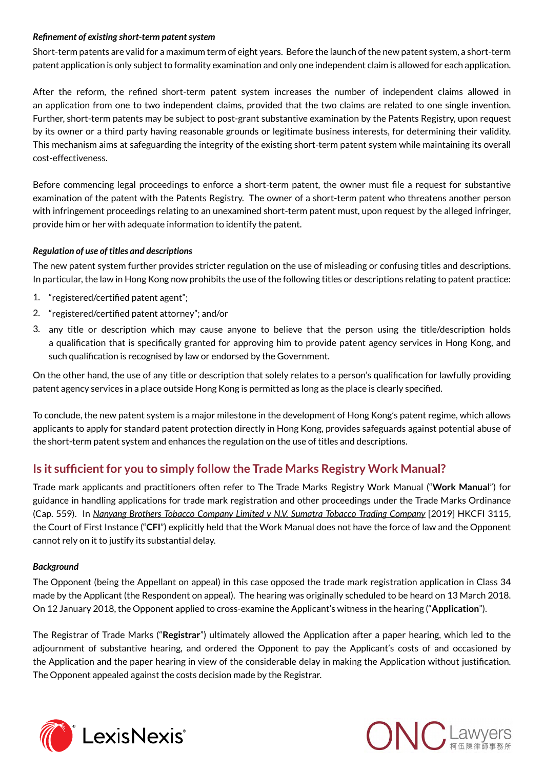*Refinement of existing short-term patent system*

Short-term patents are valid for a maximum term of eight years. Before the launch of the new patent system, a short-term patent application is only subject to formality examination and only one independent claim is allowed for each application.

After the reform, the refined short-term patent system increases the number of independent claims allowed in an application from one to two independent claims, provided that the two claims are related to one single invention. Further, short-term patents may be subject to post-grant substantive examination by the Patents Registry, upon request by its owner or a third party having reasonable grounds or legitimate business interests, for determining their validity. This mechanism aims at safeguarding the integrity of the existing short-term patent system while maintaining its overall cost-effectiveness.

Before commencing legal proceedings to enforce a short-term patent, the owner must file a request for substantive examination of the patent with the Patents Registry. The owner of a short-term patent who threatens another person with infringement proceedings relating to an unexamined short-term patent must, upon request by the alleged infringer, provide him or her with adequate information to identify the patent.

*Regulation of use of titles and descriptions*

The new patent system further provides stricter regulation on the use of misleading or confusing titles and descriptions. In particular, the law in Hong Kong now prohibits the use of the following titles or descriptions relating to patent practice:

1. "registered/certified patent agent";
2. "registered/certified patent attorney"; and/or
3. any title or description which may cause anyone to believe that the person using the title/description holds a qualification that is specifically granted for approving him to provide patent agency services in Hong Kong, and such qualification is recognised by law or endorsed by the Government.

On the other hand, the use of any title or description that solely relates to a person's qualification for lawfully providing patent agency services in a place outside Hong Kong is permitted as long as the place is clearly specified.

To conclude, the new patent system is a major milestone in the development of Hong Kong's patent regime, which allows applicants to apply for standard patent protection directly in Hong Kong, provides safeguards against potential abuse of the short-term patent system and enhances the regulation on the use of titles and descriptions.

## Is it sufficient for you to simply follow the Trade Marks Registry Work Manual?

Trade mark applicants and practitioners often refer to The Trade Marks Registry Work Manual ("**Work Manual**") for guidance in handling applications for trade mark registration and other proceedings under the Trade Marks Ordinance (Cap. 559). In *Nanyang Brothers Tobacco Company Limited v N.V. Sumatra Tobacco Trading Company* [2019] HKCFI 3115, the Court of First Instance ("**CFI**") explicitly held that the Work Manual does not have the force of law and the Opponent cannot rely on it to justify its substantial delay.

*Background*

The Opponent (being the Appellant on appeal) in this case opposed the trade mark registration application in Class 34 made by the Applicant (the Respondent on appeal). The hearing was originally scheduled to be heard on 13 March 2018. On 12 January 2018, the Opponent applied to cross-examine the Applicant's witness in the hearing ("**Application**").

The Registrar of Trade Marks ("**Registrar**") ultimately allowed the Application after a paper hearing, which led to the adjournment of substantive hearing, and ordered the Opponent to pay the Applicant's costs of and occasioned by the Application and the paper hearing in view of the considerable delay in making the Application without justification. The Opponent appealed against the costs decision made by the Registrar.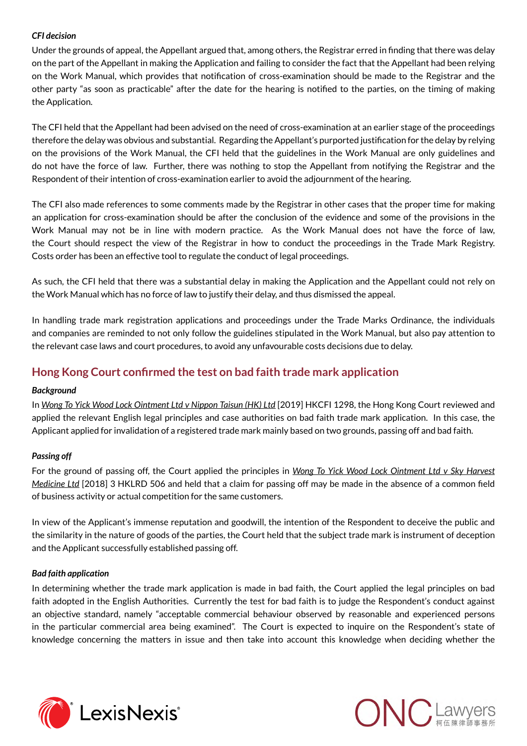***CFI decision***

Under the grounds of appeal, the Appellant argued that, among others, the Registrar erred in finding that there was delay on the part of the Appellant in making the Application and failing to consider the fact that the Appellant had been relying on the Work Manual, which provides that notification of cross-examination should be made to the Registrar and the other party "as soon as practicable" after the date for the hearing is notified to the parties, on the timing of making the Application.

The CFI held that the Appellant had been advised on the need of cross-examination at an earlier stage of the proceedings therefore the delay was obvious and substantial. Regarding the Appellant's purported justification for the delay by relying on the provisions of the Work Manual, the CFI held that the guidelines in the Work Manual are only guidelines and do not have the force of law. Further, there was nothing to stop the Appellant from notifying the Registrar and the Respondent of their intention of cross-examination earlier to avoid the adjournment of the hearing.

The CFI also made references to some comments made by the Registrar in other cases that the proper time for making an application for cross-examination should be after the conclusion of the evidence and some of the provisions in the Work Manual may not be in line with modern practice. As the Work Manual does not have the force of law, the Court should respect the view of the Registrar in how to conduct the proceedings in the Trade Mark Registry. Costs order has been an effective tool to regulate the conduct of legal proceedings.

As such, the CFI held that there was a substantial delay in making the Application and the Appellant could not rely on the Work Manual which has no force of law to justify their delay, and thus dismissed the appeal.

In handling trade mark registration applications and proceedings under the Trade Marks Ordinance, the individuals and companies are reminded to not only follow the guidelines stipulated in the Work Manual, but also pay attention to the relevant case laws and court procedures, to avoid any unfavourable costs decisions due to delay.

## Hong Kong Court confirmed the test on bad faith trade mark application

***Background***

In *Wong To Yick Wood Lock Ointment Ltd v Nippon Taisun (HK) Ltd* [2019] HKCFI 1298, the Hong Kong Court reviewed and applied the relevant English legal principles and case authorities on bad faith trade mark application. In this case, the Applicant applied for invalidation of a registered trade mark mainly based on two grounds, passing off and bad faith.

***Passing off***

For the ground of passing off, the Court applied the principles in *Wong To Yick Wood Lock Ointment Ltd v Sky Harvest Medicine Ltd* [2018] 3 HKLRD 506 and held that a claim for passing off may be made in the absence of a common field of business activity or actual competition for the same customers.

In view of the Applicant's immense reputation and goodwill, the intention of the Respondent to deceive the public and the similarity in the nature of goods of the parties, the Court held that the subject trade mark is instrument of deception and the Applicant successfully established passing off.

***Bad faith application***

In determining whether the trade mark application is made in bad faith, the Court applied the legal principles on bad faith adopted in the English Authorities. Currently the test for bad faith is to judge the Respondent's conduct against an objective standard, namely "acceptable commercial behaviour observed by reasonable and experienced persons in the particular commercial area being examined". The Court is expected to inquire on the Respondent's state of knowledge concerning the matters in issue and then take into account this knowledge when deciding whether the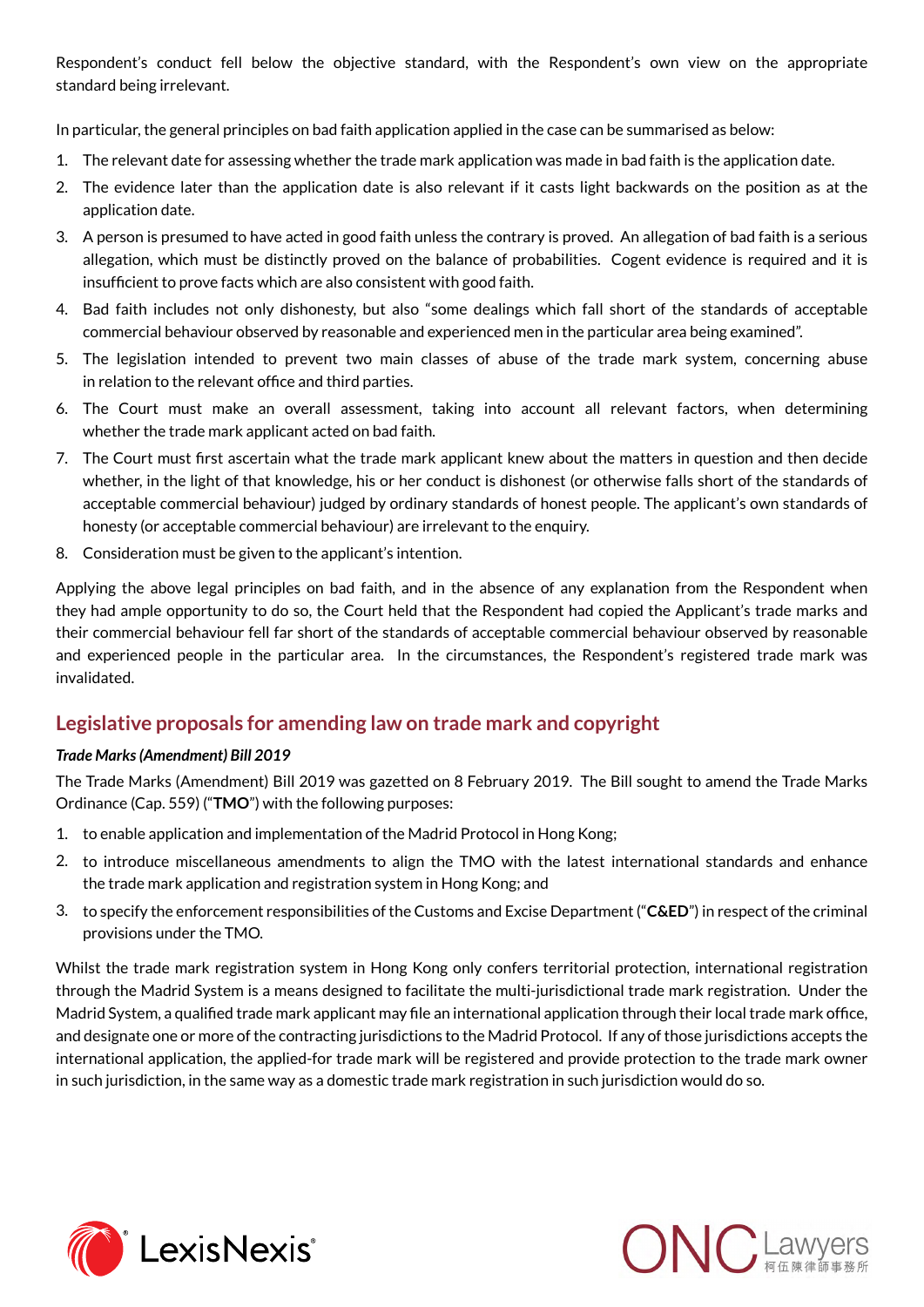Respondent's conduct fell below the objective standard, with the Respondent's own view on the appropriate standard being irrelevant.

In particular, the general principles on bad faith application applied in the case can be summarised as below:

1. The relevant date for assessing whether the trade mark application was made in bad faith is the application date.
2. The evidence later than the application date is also relevant if it casts light backwards on the position as at the application date.
3. A person is presumed to have acted in good faith unless the contrary is proved. An allegation of bad faith is a serious allegation, which must be distinctly proved on the balance of probabilities. Cogent evidence is required and it is insufficient to prove facts which are also consistent with good faith.
4. Bad faith includes not only dishonesty, but also "some dealings which fall short of the standards of acceptable commercial behaviour observed by reasonable and experienced men in the particular area being examined".
5. The legislation intended to prevent two main classes of abuse of the trade mark system, concerning abuse in relation to the relevant office and third parties.
6. The Court must make an overall assessment, taking into account all relevant factors, when determining whether the trade mark applicant acted on bad faith.
7. The Court must first ascertain what the trade mark applicant knew about the matters in question and then decide whether, in the light of that knowledge, his or her conduct is dishonest (or otherwise falls short of the standards of acceptable commercial behaviour) judged by ordinary standards of honest people. The applicant's own standards of honesty (or acceptable commercial behaviour) are irrelevant to the enquiry.
8. Consideration must be given to the applicant's intention.

Applying the above legal principles on bad faith, and in the absence of any explanation from the Respondent when they had ample opportunity to do so, the Court held that the Respondent had copied the Applicant's trade marks and their commercial behaviour fell far short of the standards of acceptable commercial behaviour observed by reasonable and experienced people in the particular area. In the circumstances, the Respondent's registered trade mark was invalidated.

## Legislative proposals for amending law on trade mark and copyright

***Trade Marks (Amendment) Bill 2019***

The Trade Marks (Amendment) Bill 2019 was gazetted on 8 February 2019. The Bill sought to amend the Trade Marks Ordinance (Cap. 559) ("**TMO**") with the following purposes:

1. to enable application and implementation of the Madrid Protocol in Hong Kong;
2. to introduce miscellaneous amendments to align the TMO with the latest international standards and enhance the trade mark application and registration system in Hong Kong; and
3. to specify the enforcement responsibilities of the Customs and Excise Department ("**C&ED**") in respect of the criminal provisions under the TMO.

Whilst the trade mark registration system in Hong Kong only confers territorial protection, international registration through the Madrid System is a means designed to facilitate the multi-jurisdictional trade mark registration. Under the Madrid System, a qualified trade mark applicant may file an international application through their local trade mark office, and designate one or more of the contracting jurisdictions to the Madrid Protocol. If any of those jurisdictions accepts the international application, the applied-for trade mark will be registered and provide protection to the trade mark owner in such jurisdiction, in the same way as a domestic trade mark registration in such jurisdiction would do so.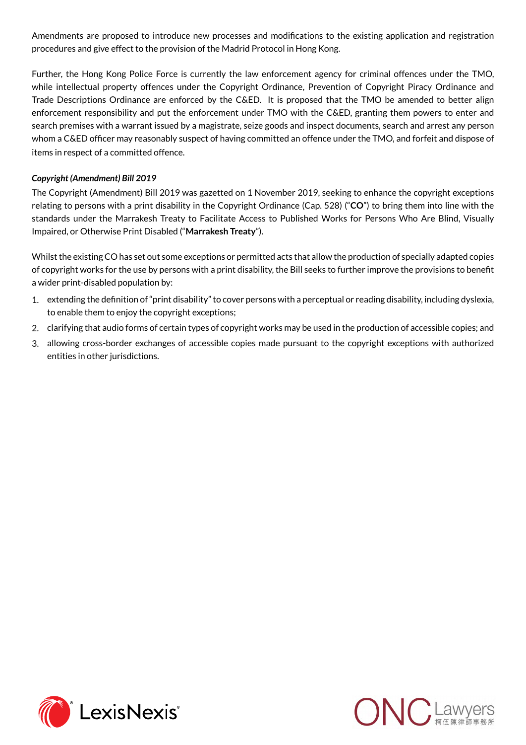Amendments are proposed to introduce new processes and modifications to the existing application and registration procedures and give effect to the provision of the Madrid Protocol in Hong Kong.

Further, the Hong Kong Police Force is currently the law enforcement agency for criminal offences under the TMO, while intellectual property offences under the Copyright Ordinance, Prevention of Copyright Piracy Ordinance and Trade Descriptions Ordinance are enforced by the C&ED. It is proposed that the TMO be amended to better align enforcement responsibility and put the enforcement under TMO with the C&ED, granting them powers to enter and search premises with a warrant issued by a magistrate, seize goods and inspect documents, search and arrest any person whom a C&ED officer may reasonably suspect of having committed an offence under the TMO, and forfeit and dispose of items in respect of a committed offence.

***Copyright (Amendment) Bill 2019***

The Copyright (Amendment) Bill 2019 was gazetted on 1 November 2019, seeking to enhance the copyright exceptions relating to persons with a print disability in the Copyright Ordinance (Cap. 528) ("**CO**") to bring them into line with the standards under the Marrakesh Treaty to Facilitate Access to Published Works for Persons Who Are Blind, Visually Impaired, or Otherwise Print Disabled ("**Marrakesh Treaty**").

Whilst the existing CO has set out some exceptions or permitted acts that allow the production of specially adapted copies of copyright works for the use by persons with a print disability, the Bill seeks to further improve the provisions to benefit a wider print-disabled population by:

1. extending the definition of "print disability" to cover persons with a perceptual or reading disability, including dyslexia, to enable them to enjoy the copyright exceptions;
2. clarifying that audio forms of certain types of copyright works may be used in the production of accessible copies; and
3. allowing cross-border exchanges of accessible copies made pursuant to the copyright exceptions with authorized entities in other jurisdictions.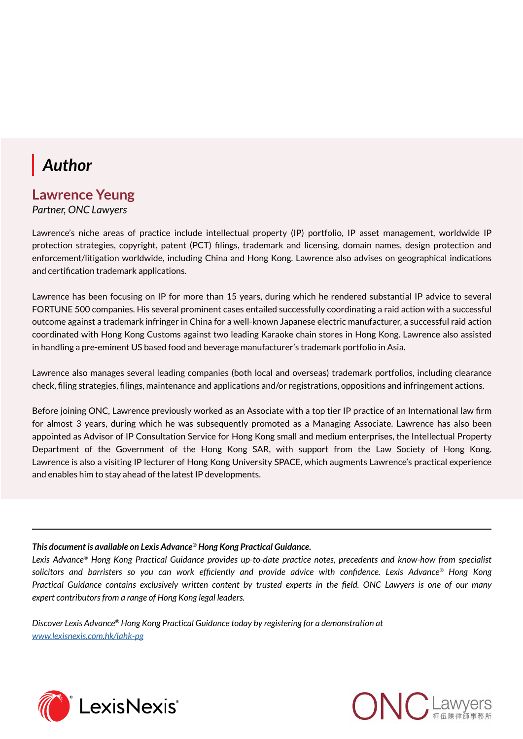## *Author*

### Lawrence Yeung

*Partner, ONC Lawyers*

Lawrence's niche areas of practice include intellectual property (IP) portfolio, IP asset management, worldwide IP protection strategies, copyright, patent (PCT) filings, trademark and licensing, domain names, design protection and enforcement/litigation worldwide, including China and Hong Kong. Lawrence also advises on geographical indications and certification trademark applications.

Lawrence has been focusing on IP for more than 15 years, during which he rendered substantial IP advice to several FORTUNE 500 companies. His several prominent cases entailed successfully coordinating a raid action with a successful outcome against a trademark infringer in China for a well-known Japanese electric manufacturer, a successful raid action coordinated with Hong Kong Customs against two leading Karaoke chain stores in Hong Kong. Lawrence also assisted in handling a pre-eminent US based food and beverage manufacturer's trademark portfolio in Asia.

Lawrence also manages several leading companies (both local and overseas) trademark portfolios, including clearance check, filing strategies, filings, maintenance and applications and/or registrations, oppositions and infringement actions.

Before joining ONC, Lawrence previously worked as an Associate with a top tier IP practice of an International law firm for almost 3 years, during which he was subsequently promoted as a Managing Associate. Lawrence has also been appointed as Advisor of IP Consultation Service for Hong Kong small and medium enterprises, the Intellectual Property Department of the Government of the Hong Kong SAR, with support from the Law Society of Hong Kong. Lawrence is also a visiting IP lecturer of Hong Kong University SPACE, which augments Lawrence's practical experience and enables him to stay ahead of the latest IP developments.

---

***This document is available on Lexis Advance® Hong Kong Practical Guidance.***

*Lexis Advance® Hong Kong Practical Guidance provides up-to-date practice notes, precedents and know-how from specialist solicitors and barristers so you can work efficiently and provide advice with confidence. Lexis Advance® Hong Kong Practical Guidance contains exclusively written content by trusted experts in the field. ONC Lawyers is one of our many expert contributors from a range of Hong Kong legal leaders.*

*Discover Lexis Advance® Hong Kong Practical Guidance today by registering for a demonstration at [www.lexisnexis.com.hk/lahk-pg](www.lexisnexis.com.hk/lahk-pg)*

LexisNexis®

ONC Lawyers 柯伍陳律師事務所